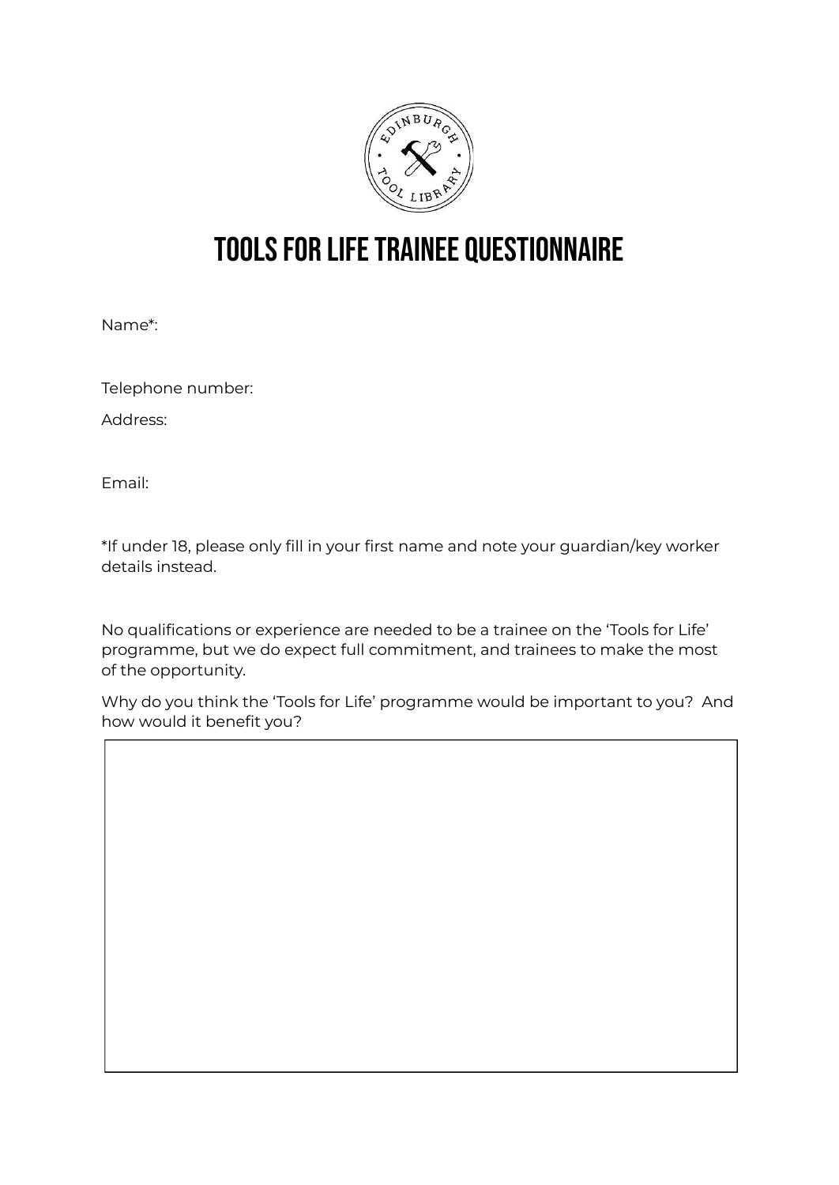# TOOLS FOR LIFE TRAINEE QUESTIONNAIRE

Name*:

Telephone number:

Address:

Email:

*If under 18, please only fill in your first name and note your guardian/key worker details instead.

No qualifications or experience are needed to be a trainee on the 'Tools for Life' programme, but we do expect full commitment, and trainees to make the most of the opportunity.

Why do you think the 'Tools for Life' programme would be important to you? And how would it benefit you?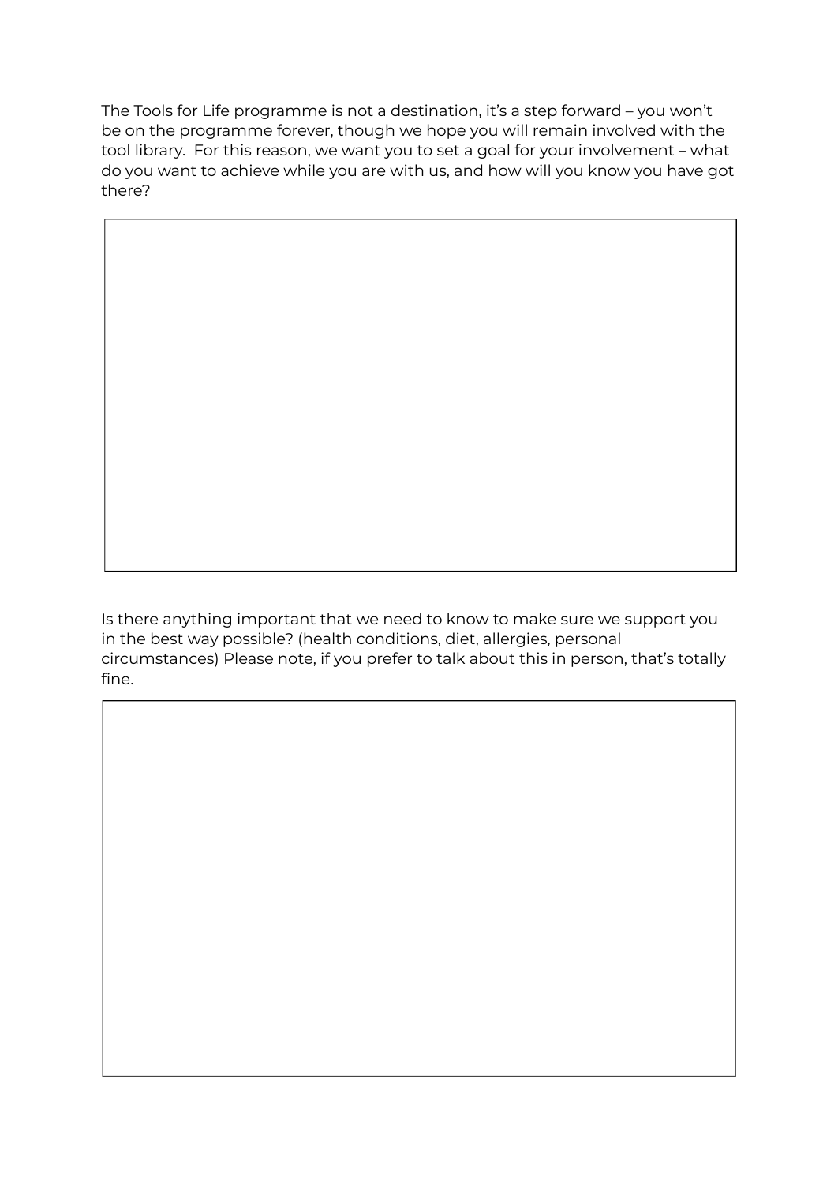The Tools for Life programme is not a destination, it's a step forward – you won't be on the programme forever, though we hope you will remain involved with the tool library. For this reason, we want you to set a goal for your involvement – what do you want to achieve while you are with us, and how will you know you have got there?

| |
|---|
| |

Is there anything important that we need to know to make sure we support you in the best way possible? (health conditions, diet, allergies, personal circumstances) Please note, if you prefer to talk about this in person, that's totally fine.

| |
|---|
| |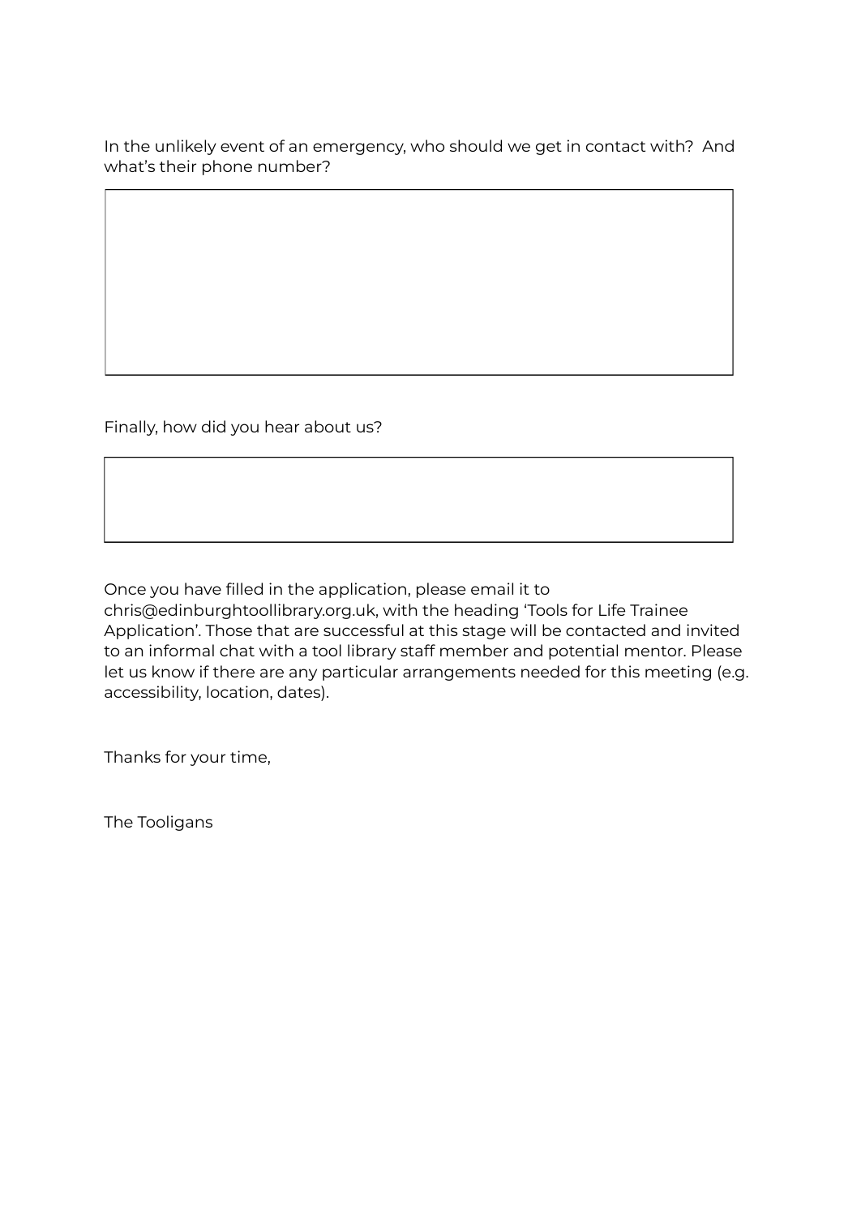In the unlikely event of an emergency, who should we get in contact with? And what's their phone number?

| |
|---|
| |

Finally, how did you hear about us?

| |
|---|
| |

Once you have filled in the application, please email it to chris@edinburghtoollibrary.org.uk, with the heading 'Tools for Life Trainee Application'. Those that are successful at this stage will be contacted and invited to an informal chat with a tool library staff member and potential mentor. Please let us know if there are any particular arrangements needed for this meeting (e.g. accessibility, location, dates).

Thanks for your time,

The Tooligans